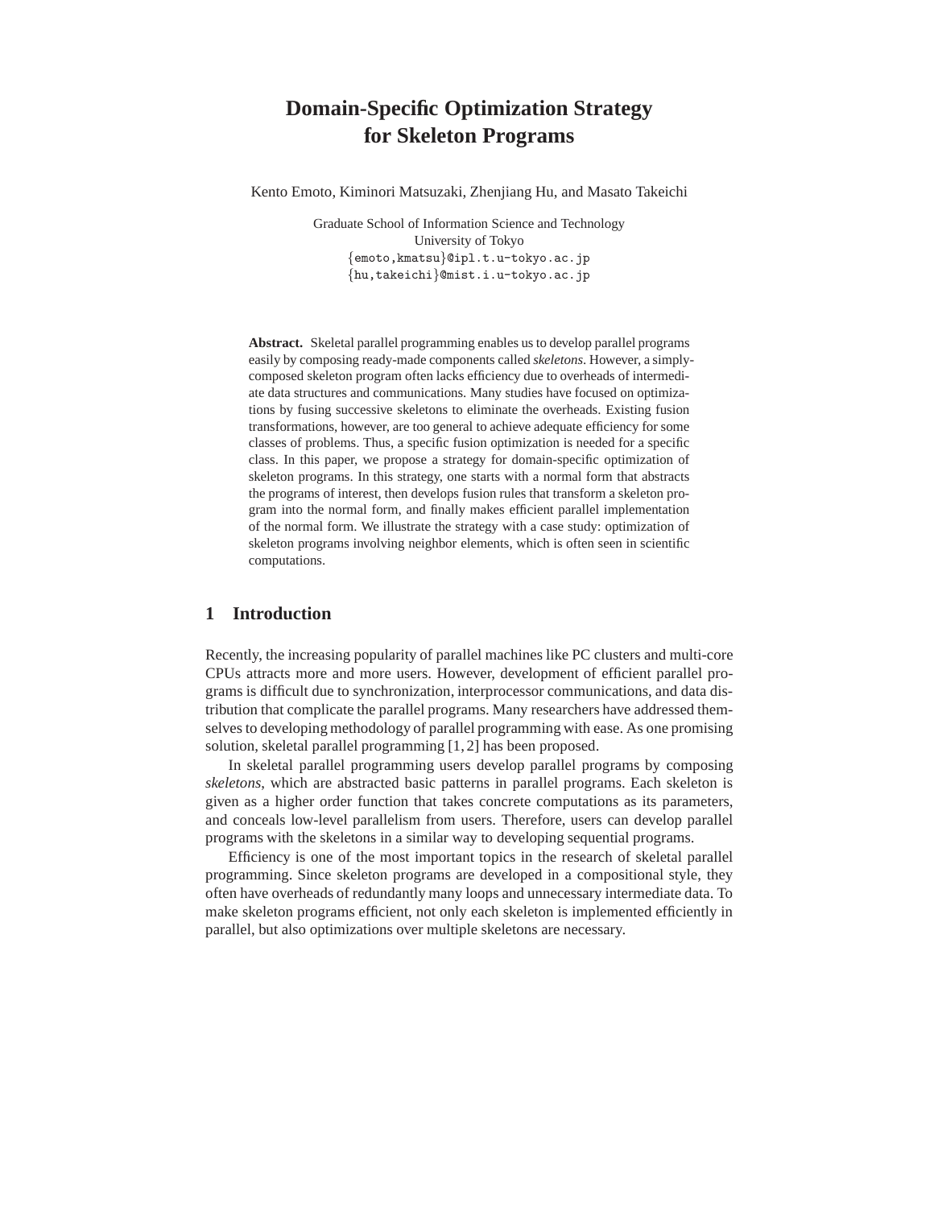# Domain-Specific Optimization Strategy for Skeleton Programs

Kento Emoto, Kiminori Matsuzaki, Zhenjiang Hu, and Masato Takeichi

Graduate School of Information Science and Technology
University of Tokyo
{emoto,kmatsu}@ipl.t.u-tokyo.ac.jp
{hu,takeichi}@mist.i.u-tokyo.ac.jp

**Abstract.** Skeletal parallel programming enables us to develop parallel programs easily by composing ready-made components called *skeletons*. However, a simply-composed skeleton program often lacks efficiency due to overheads of intermediate data structures and communications. Many studies have focused on optimizations by fusing successive skeletons to eliminate the overheads. Existing fusion transformations, however, are too general to achieve adequate efficiency for some classes of problems. Thus, a specific fusion optimization is needed for a specific class. In this paper, we propose a strategy for domain-specific optimization of skeleton programs. In this strategy, one starts with a normal form that abstracts the programs of interest, then develops fusion rules that transform a skeleton program into the normal form, and finally makes efficient parallel implementation of the normal form. We illustrate the strategy with a case study: optimization of skeleton programs involving neighbor elements, which is often seen in scientific computations.

## 1 Introduction

Recently, the increasing popularity of parallel machines like PC clusters and multi-core CPUs attracts more and more users. However, development of efficient parallel programs is difficult due to synchronization, interprocessor communications, and data distribution that complicate the parallel programs. Many researchers have addressed themselves to developing methodology of parallel programming with ease. As one promising solution, skeletal parallel programming [1, 2] has been proposed.

In skeletal parallel programming users develop parallel programs by composing *skeletons*, which are abstracted basic patterns in parallel programs. Each skeleton is given as a higher order function that takes concrete computations as its parameters, and conceals low-level parallelism from users. Therefore, users can develop parallel programs with the skeletons in a similar way to developing sequential programs.

Efficiency is one of the most important topics in the research of skeletal parallel programming. Since skeleton programs are developed in a compositional style, they often have overheads of redundantly many loops and unnecessary intermediate data. To make skeleton programs efficient, not only each skeleton is implemented efficiently in parallel, but also optimizations over multiple skeletons are necessary.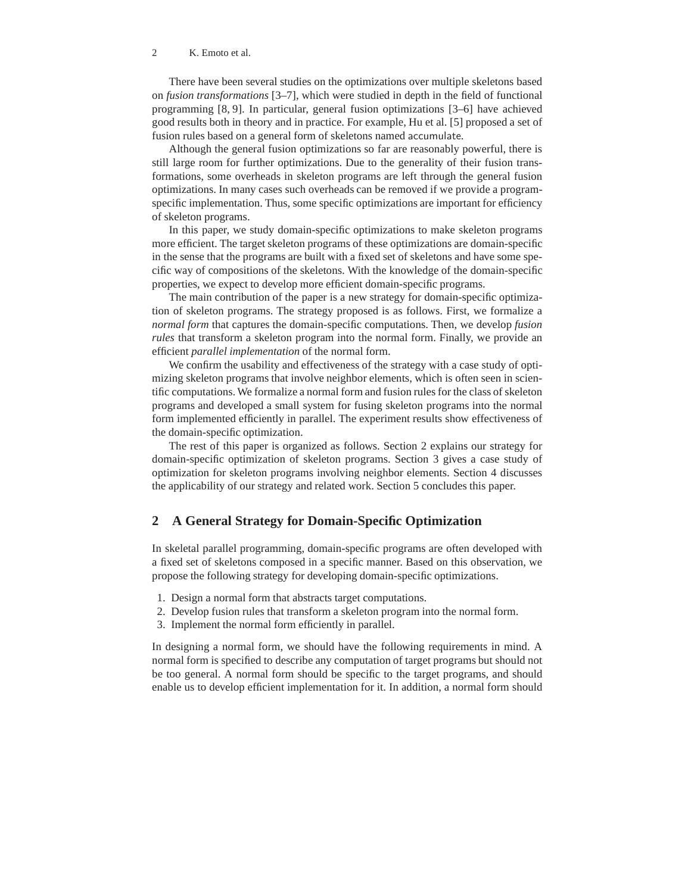There have been several studies on the optimizations over multiple skeletons based on *fusion transformations* [3–7], which were studied in depth in the field of functional programming [8, 9]. In particular, general fusion optimizations [3–6] have achieved good results both in theory and in practice. For example, Hu et al. [5] proposed a set of fusion rules based on a general form of skeletons named accumulate.

Although the general fusion optimizations so far are reasonably powerful, there is still large room for further optimizations. Due to the generality of their fusion transformations, some overheads in skeleton programs are left through the general fusion optimizations. In many cases such overheads can be removed if we provide a program-specific implementation. Thus, some specific optimizations are important for efficiency of skeleton programs.

In this paper, we study domain-specific optimizations to make skeleton programs more efficient. The target skeleton programs of these optimizations are domain-specific in the sense that the programs are built with a fixed set of skeletons and have some specific way of compositions of the skeletons. With the knowledge of the domain-specific properties, we expect to develop more efficient domain-specific programs.

The main contribution of the paper is a new strategy for domain-specific optimization of skeleton programs. The strategy proposed is as follows. First, we formalize a *normal form* that captures the domain-specific computations. Then, we develop *fusion rules* that transform a skeleton program into the normal form. Finally, we provide an efficient *parallel implementation* of the normal form.

We confirm the usability and effectiveness of the strategy with a case study of optimizing skeleton programs that involve neighbor elements, which is often seen in scientific computations. We formalize a normal form and fusion rules for the class of skeleton programs and developed a small system for fusing skeleton programs into the normal form implemented efficiently in parallel. The experiment results show effectiveness of the domain-specific optimization.

The rest of this paper is organized as follows. Section 2 explains our strategy for domain-specific optimization of skeleton programs. Section 3 gives a case study of optimization for skeleton programs involving neighbor elements. Section 4 discusses the applicability of our strategy and related work. Section 5 concludes this paper.

## 2 A General Strategy for Domain-Specific Optimization

In skeletal parallel programming, domain-specific programs are often developed with a fixed set of skeletons composed in a specific manner. Based on this observation, we propose the following strategy for developing domain-specific optimizations.

1. Design a normal form that abstracts target computations.
2. Develop fusion rules that transform a skeleton program into the normal form.
3. Implement the normal form efficiently in parallel.

In designing a normal form, we should have the following requirements in mind. A normal form is specified to describe any computation of target programs but should not be too general. A normal form should be specific to the target programs, and should enable us to develop efficient implementation for it. In addition, a normal form should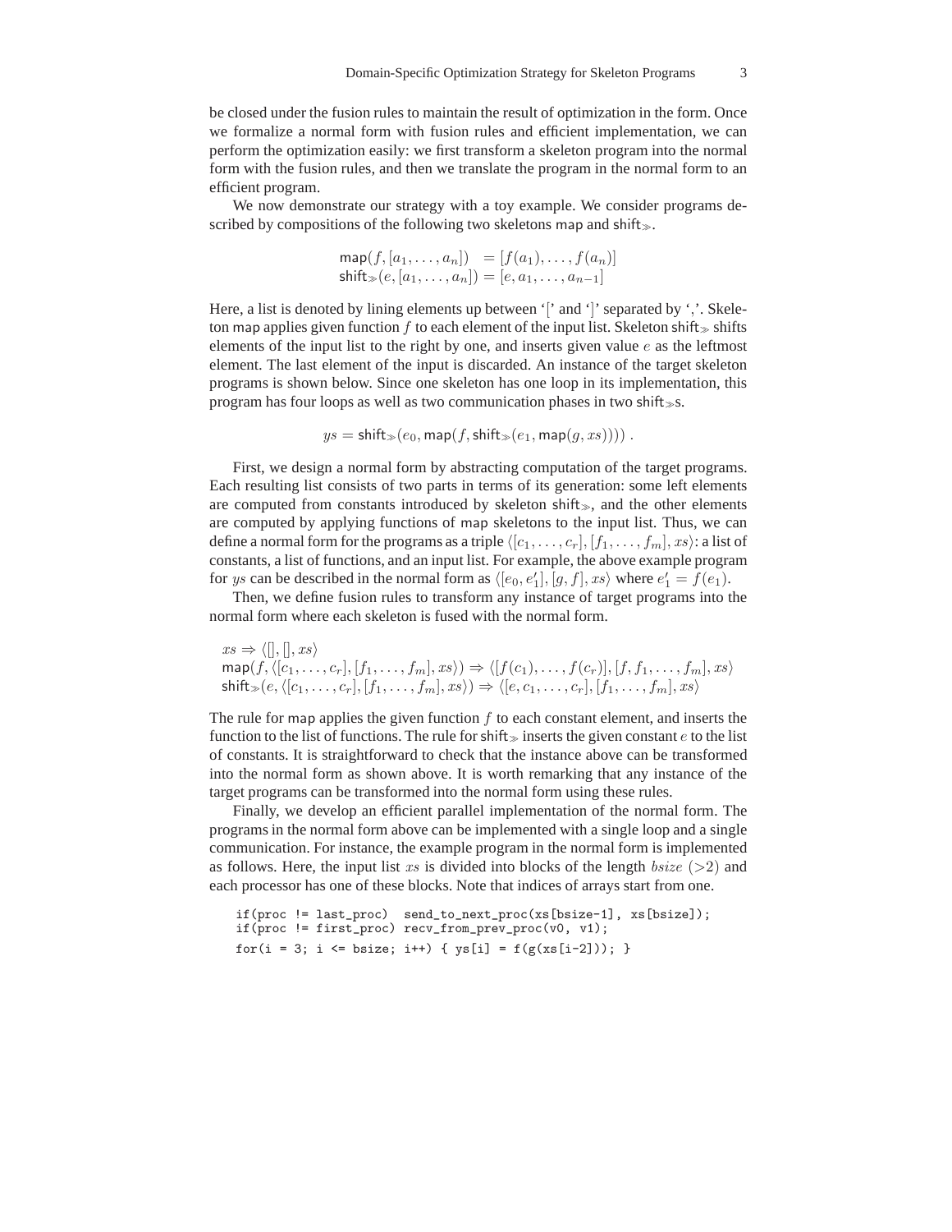be closed under the fusion rules to maintain the result of optimization in the form. Once we formalize a normal form with fusion rules and efficient implementation, we can perform the optimization easily: we first transform a skeleton program into the normal form with the fusion rules, and then we translate the program in the normal form to an efficient program.

We now demonstrate our strategy with a toy example. We consider programs described by compositions of the following two skeletons map and $\mathsf{shift}_{\gg}$.

$$\begin{aligned}
\mathsf{map}(f, [a_1, \ldots, a_n]) &= [f(a_1), \ldots, f(a_n)] \\
\mathsf{shift}_{\gg}(e, [a_1, \ldots, a_n]) &= [e, a_1, \ldots, a_{n-1}]
\end{aligned}$$

Here, a list is denoted by lining elements up between '[' and ']' separated by ','. Skeleton map applies given function $f$ to each element of the input list. Skeleton $\mathsf{shift}_{\gg}$ shifts elements of the input list to the right by one, and inserts given value $e$ as the leftmost element. The last element of the input is discarded. An instance of the target skeleton programs is shown below. Since one skeleton has one loop in its implementation, this program has four loops as well as two communication phases in two $\mathsf{shift}_{\gg}$s.

$$ys = \mathsf{shift}_{\gg}(e_0, \mathsf{map}(f, \mathsf{shift}_{\gg}(e_1, \mathsf{map}(g, xs)))) \ .$$

First, we design a normal form by abstracting computation of the target programs. Each resulting list consists of two parts in terms of its generation: some left elements are computed from constants introduced by skeleton $\mathsf{shift}_{\gg}$, and the other elements are computed by applying functions of map skeletons to the input list. Thus, we can define a normal form for the programs as a triple $\langle [c_1, \ldots, c_r], [f_1, \ldots, f_m], xs \rangle$: a list of constants, a list of functions, and an input list. For example, the above example program for $ys$ can be described in the normal form as $\langle [e_0, e_1'], [g, f], xs \rangle$ where $e_1' = f(e_1)$.

Then, we define fusion rules to transform any instance of target programs into the normal form where each skeleton is fused with the normal form.

$$\begin{aligned}
&xs \Rightarrow \langle [], [], xs \rangle \\
&\mathsf{map}(f, \langle [c_1, \ldots, c_r], [f_1, \ldots, f_m], xs \rangle) \Rightarrow \langle [f(c_1), \ldots, f(c_r)], [f, f_1, \ldots, f_m], xs \rangle \\
&\mathsf{shift}_{\gg}(e, \langle [c_1, \ldots, c_r], [f_1, \ldots, f_m], xs \rangle) \Rightarrow \langle [e, c_1, \ldots, c_r], [f_1, \ldots, f_m], xs \rangle
\end{aligned}$$

The rule for map applies the given function $f$ to each constant element, and inserts the function to the list of functions. The rule for $\mathsf{shift}_{\gg}$ inserts the given constant $e$ to the list of constants. It is straightforward to check that the instance above can be transformed into the normal form as shown above. It is worth remarking that any instance of the target programs can be transformed into the normal form using these rules.

Finally, we develop an efficient parallel implementation of the normal form. The programs in the normal form above can be implemented with a single loop and a single communication. For instance, the example program in the normal form is implemented as follows. Here, the input list $xs$ is divided into blocks of the length $bsize$ ($>2$) and each processor has one of these blocks. Note that indices of arrays start from one.

```
if(proc != last_proc)  send_to_next_proc(xs[bsize-1], xs[bsize]);
if(proc != first_proc) recv_from_prev_proc(v0, v1);
for(i = 3; i <= bsize; i++) { ys[i] = f(g(xs[i-2])); }
```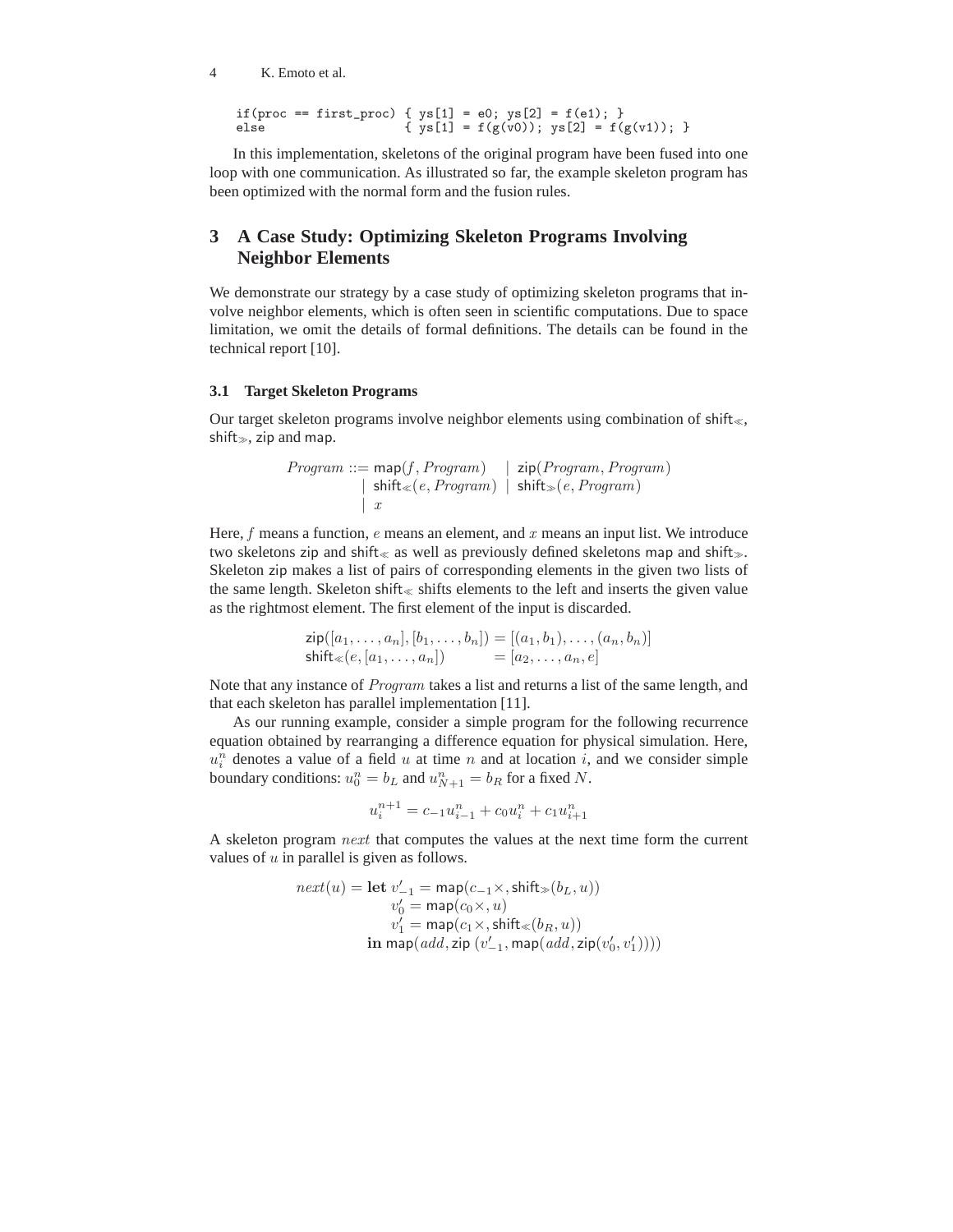```
if(proc == first_proc) { ys[1] = e0; ys[2] = f(e1); }
else                   { ys[1] = f(g(v0)); ys[2] = f(g(v1)); }
```

In this implementation, skeletons of the original program have been fused into one loop with one communication. As illustrated so far, the example skeleton program has been optimized with the normal form and the fusion rules.

## 3 A Case Study: Optimizing Skeleton Programs Involving Neighbor Elements

We demonstrate our strategy by a case study of optimizing skeleton programs that involve neighbor elements, which is often seen in scientific computations. Due to space limitation, we omit the details of formal definitions. The details can be found in the technical report [10].

### 3.1 Target Skeleton Programs

Our target skeleton programs involve neighbor elements using combination of $\mathsf{shift}_{\ll}$, $\mathsf{shift}_{\gg}$, $\mathsf{zip}$ and $\mathsf{map}$.

$$
\begin{aligned}
\mathit{Program} ::= \; & \mathsf{map}(f, \mathit{Program}) \quad\; | \; \mathsf{zip}(\mathit{Program}, \mathit{Program}) \\
| \; & \mathsf{shift}_{\ll}(e, \mathit{Program}) \; | \; \mathsf{shift}_{\gg}(e, \mathit{Program}) \\
| \; & x
\end{aligned}
$$

Here, $f$ means a function, $e$ means an element, and $x$ means an input list. We introduce two skeletons $\mathsf{zip}$ and $\mathsf{shift}_{\ll}$ as well as previously defined skeletons $\mathsf{map}$ and $\mathsf{shift}_{\gg}$. Skeleton $\mathsf{zip}$ makes a list of pairs of corresponding elements in the given two lists of the same length. Skeleton $\mathsf{shift}_{\ll}$ shifts elements to the left and inserts the given value as the rightmost element. The first element of the input is discarded.

$$
\begin{aligned}
\mathsf{zip}([a_1, \ldots, a_n], [b_1, \ldots, b_n]) &= [(a_1, b_1), \ldots, (a_n, b_n)] \\
\mathsf{shift}_{\ll}(e, [a_1, \ldots, a_n]) &= [a_2, \ldots, a_n, e]
\end{aligned}
$$

Note that any instance of $\mathit{Program}$ takes a list and returns a list of the same length, and that each skeleton has parallel implementation [11].

As our running example, consider a simple program for the following recurrence equation obtained by rearranging a difference equation for physical simulation. Here, $u_i^n$ denotes a value of a field $u$ at time $n$ and at location $i$, and we consider simple boundary conditions: $u_0^n = b_L$ and $u_{N+1}^n = b_R$ for a fixed $N$.

$$
u_i^{n+1} = c_{-1} u_{i-1}^n + c_0 u_i^n + c_1 u_{i+1}^n
$$

A skeleton program $\mathit{next}$ that computes the values at the next time form the current values of $u$ in parallel is given as follows.

$$
\begin{aligned}
\mathit{next}(u) = \mathbf{let}\; & v'_{-1} = \mathsf{map}(c_{-1}\times, \mathsf{shift}_{\gg}(b_L, u)) \\
& v'_0 = \mathsf{map}(c_0\times, u) \\
& v'_1 = \mathsf{map}(c_1\times, \mathsf{shift}_{\ll}(b_R, u)) \\
\mathbf{in}\; & \mathsf{map}(\mathit{add}, \mathsf{zip}\;(v'_{-1}, \mathsf{map}(\mathit{add}, \mathsf{zip}(v'_0, v'_1))))
\end{aligned}
$$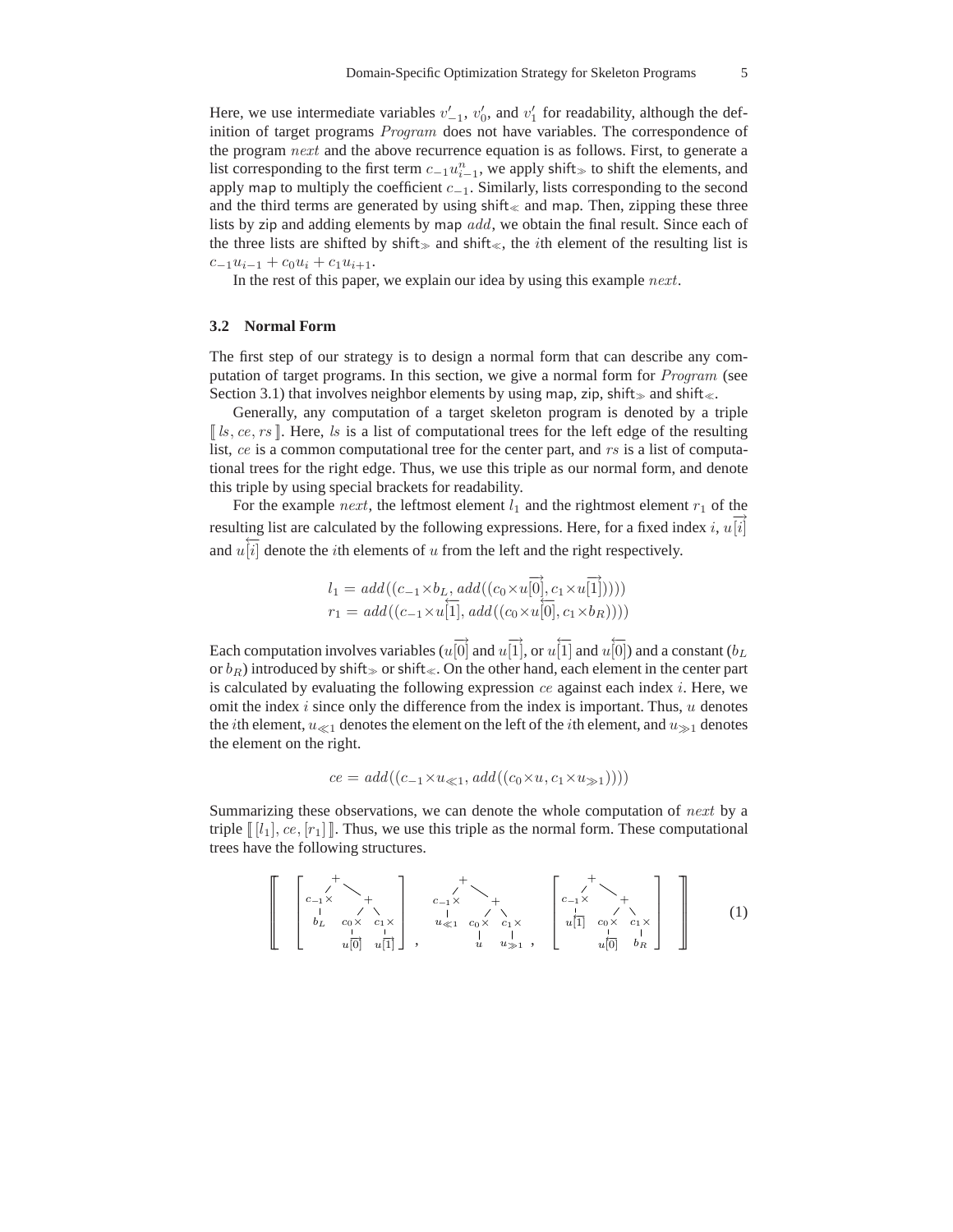Here, we use intermediate variables $v'_{-1}$, $v'_0$, and $v'_1$ for readability, although the definition of target programs $Program$ does not have variables. The correspondence of the program $next$ and the above recurrence equation is as follows. First, to generate a list corresponding to the first term $c_{-1}u^n_{i-1}$, we apply $\mathsf{shift}_{\gg}$ to shift the elements, and apply $\mathsf{map}$ to multiply the coefficient $c_{-1}$. Similarly, lists corresponding to the second and the third terms are generated by using $\mathsf{shift}_{\ll}$ and $\mathsf{map}$. Then, zipping these three lists by $\mathsf{zip}$ and adding elements by $\mathsf{map}\ add$, we obtain the final result. Since each of the three lists are shifted by $\mathsf{shift}_{\gg}$ and $\mathsf{shift}_{\ll}$, the $i$th element of the resulting list is $c_{-1}u_{i-1} + c_0 u_i + c_1 u_{i+1}$.

In the rest of this paper, we explain our idea by using this example $next$.

### 3.2 Normal Form

The first step of our strategy is to design a normal form that can describe any computation of target programs. In this section, we give a normal form for $Program$ (see Section 3.1) that involves neighbor elements by using $\mathsf{map}$, $\mathsf{zip}$, $\mathsf{shift}_{\gg}$ and $\mathsf{shift}_{\ll}$.

Generally, any computation of a target skeleton program is denoted by a triple $[\![\, ls, ce, rs \,]\!]$. Here, $ls$ is a list of computational trees for the left edge of the resulting list, $ce$ is a common computational tree for the center part, and $rs$ is a list of computational trees for the right edge. Thus, we use this triple as our normal form, and denote this triple by using special brackets for readability.

For the example $next$, the leftmost element $l_1$ and the rightmost element $r_1$ of the resulting list are calculated by the following expressions. Here, for a fixed index $i$, $u\overrightarrow{[i]}$ and $u\overleftarrow{[i]}$ denote the $i$th elements of $u$ from the left and the right respectively.

$$
\begin{aligned}
l_1 &= add((c_{-1} \times b_L, add((c_0 \times u\overrightarrow{[0]}, c_1 \times u\overrightarrow{[1]})))) \\
r_1 &= add((c_{-1} \times u\overleftarrow{[1]}, add((c_0 \times u\overleftarrow{[0]}, c_1 \times b_R))))
\end{aligned}
$$

Each computation involves variables ($u\overrightarrow{[0]}$ and $u\overrightarrow{[1]}$, or $u\overleftarrow{[1]}$ and $u\overleftarrow{[0]}$) and a constant ($b_L$ or $b_R$) introduced by $\mathsf{shift}_{\gg}$ or $\mathsf{shift}_{\ll}$. On the other hand, each element in the center part is calculated by evaluating the following expression $ce$ against each index $i$. Here, we omit the index $i$ since only the difference from the index is important. Thus, $u$ denotes the $i$th element, $u_{\ll 1}$ denotes the element on the left of the $i$th element, and $u_{\gg 1}$ denotes the element on the right.

$$
ce = add((c_{-1} \times u_{\ll 1}, add((c_0 \times u, c_1 \times u_{\gg 1}))))
$$

Summarizing these observations, we can denote the whole computation of $next$ by a triple $[\![\, [l_1], ce, [r_1] \,]\!]$. Thus, we use this triple as the normal form. These computational trees have the following structures.

$$
\left[\!\!\left[\;
\left[\;
\begin{array}{c}
+ \\
\swarrow \quad \searrow \\
c_{-1}\times \qquad + \\
| \qquad \swarrow \; \searrow \\
b_L \quad c_0\times \quad c_1\times \\
\qquad | \qquad | \\
\qquad u\overrightarrow{[0]} \quad u\overrightarrow{[1]}
\end{array}
\;\right],\;
\begin{array}{c}
+ \\
\swarrow \quad \searrow \\
c_{-1}\times \qquad + \\
| \qquad \swarrow \; \searrow \\
u_{\ll 1} \quad c_0\times \quad c_1\times \\
\qquad | \qquad | \\
\qquad u \quad u_{\gg 1}
\end{array},\;
\left[\;
\begin{array}{c}
+ \\
\swarrow \quad \searrow \\
c_{-1}\times \qquad + \\
| \qquad \swarrow \; \searrow \\
u\overleftarrow{[1]} \quad c_0\times \quad c_1\times \\
\qquad | \qquad | \\
\qquad u\overleftarrow{[0]} \quad b_R
\end{array}
\;\right]
\;\right]\!\!\right] \qquad (1)
$$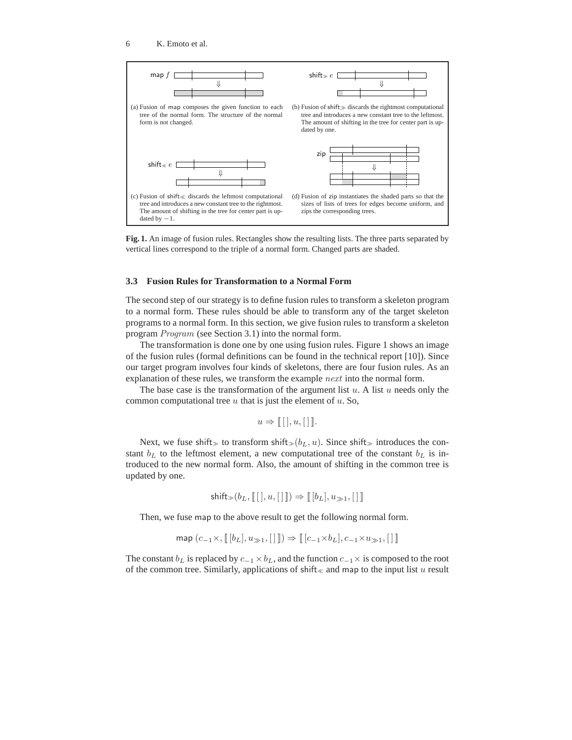map $f$ ⇓

(a) Fusion of map composes the given function to each tree of the normal form. The structure of the normal form is not changed.

shift$_{\gg}$ $e$ ⇓

(b) Fusion of shift$_{\gg}$ discards the rightmost computational tree and introduces a new constant tree to the leftmost. The amount of shifting in the tree for center part is updated by one.

shift$_{\ll}$ $e$ ⇓

(c) Fusion of shift$_{\ll}$ discards the leftmost computational tree and introduces a new constant tree to the rightmost. The amount of shifting in the tree for center part is updated by $-1$.

zip ⇓

(d) Fusion of zip instantiates the shaded parts so that the sizes of lists of trees for edges become uniform, and zips the corresponding trees.

**Fig. 1.** An image of fusion rules. Rectangles show the resulting lists. The three parts separated by vertical lines correspond to the triple of a normal form. Changed parts are shaded.

### 3.3 Fusion Rules for Transformation to a Normal Form

The second step of our strategy is to define fusion rules to transform a skeleton program to a normal form. These rules should be able to transform any of the target skeleton programs to a normal form. In this section, we give fusion rules to transform a skeleton program $Program$ (see Section 3.1) into the normal form.

The transformation is done one by one using fusion rules. Figure 1 shows an image of the fusion rules (formal definitions can be found in the technical report [10]). Since our target program involves four kinds of skeletons, there are four fusion rules. As an explanation of these rules, we transform the example $next$ into the normal form.

The base case is the transformation of the argument list $u$. A list $u$ needs only the common computational tree $u$ that is just the element of $u$. So,

$$u \Rightarrow [\![\,[\,], u, [\,]\,]\!].$$

Next, we fuse shift$_{\gg}$ to transform shift$_{\gg}(b_L, u)$. Since shift$_{\gg}$ introduces the constant $b_L$ to the leftmost element, a new computational tree of the constant $b_L$ is introduced to the new normal form. Also, the amount of shifting in the common tree is updated by one.

$$\mathsf{shift}_{\gg}(b_L, [\![\,[\,], u, [\,]\,]\!]) \Rightarrow [\![\,[b_L], u_{\gg 1}, [\,]\,]\!]$$

Then, we fuse map to the above result to get the following normal form.

$$\mathsf{map}\ (c_{-1}\times, [\![\,[b_L], u_{\gg 1}, [\,]\,]\!]) \Rightarrow [\![\,[c_{-1}\times b_L], c_{-1}\times u_{\gg 1}, [\,]\,]\!]$$

The constant $b_L$ is replaced by $c_{-1} \times b_L$, and the function $c_{-1}\times$ is composed to the root of the common tree. Similarly, applications of shift$_{\ll}$ and map to the input list $u$ result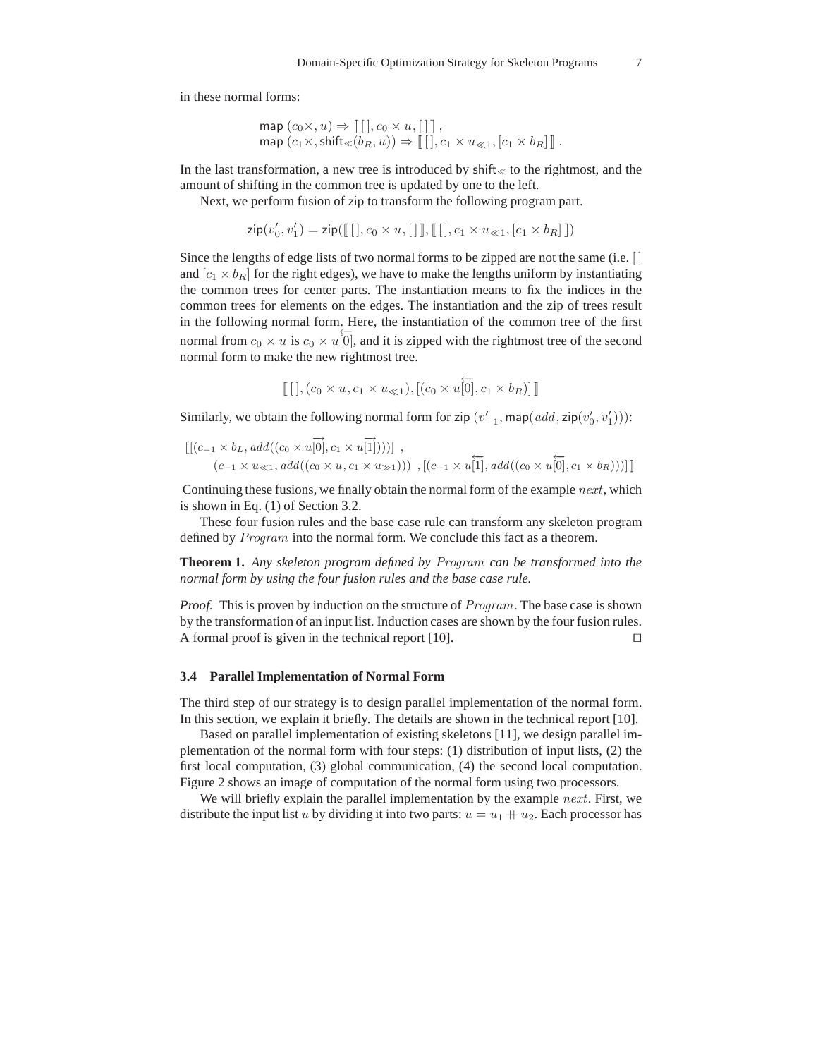in these normal forms:

$$\mathsf{map}\ (c_0\times, u) \Rightarrow [\![\,[\,], c_0 \times u, [\,]\,]\!]\ ,$$
$$\mathsf{map}\ (c_1\times, \mathsf{shift}_{\ll}(b_R, u)) \Rightarrow [\![\,[\,], c_1 \times u_{\ll 1}, [c_1 \times b_R]\,]\!]\ .$$

In the last transformation, a new tree is introduced by $\mathsf{shift}_{\ll}$ to the rightmost, and the amount of shifting in the common tree is updated by one to the left.

Next, we perform fusion of zip to transform the following program part.

$$\mathsf{zip}(v'_0, v'_1) = \mathsf{zip}([\![\,[\,], c_0 \times u, [\,]\,]\!], [\![\,[\,], c_1 \times u_{\ll 1}, [c_1 \times b_R]\,]\!])$$

Since the lengths of edge lists of two normal forms to be zipped are not the same (i.e. $[\,]$ and $[c_1 \times b_R]$ for the right edges), we have to make the lengths uniform by instantiating the common trees for center parts. The instantiation means to fix the indices in the common trees for elements on the edges. The instantiation and the zip of trees result in the following normal form. Here, the instantiation of the common tree of the first normal from $c_0 \times u$ is $c_0 \times u\overleftarrow{[0]}$, and it is zipped with the rightmost tree of the second normal form to make the new rightmost tree.

$$[\![\,[\,], (c_0 \times u, c_1 \times u_{\ll 1}), [(c_0 \times u\overleftarrow{[0]}, c_1 \times b_R)]\,]\!]$$

Similarly, we obtain the following normal form for $\mathsf{zip}\ (v'_{-1}, \mathsf{map}(add, \mathsf{zip}(v'_0, v'_1)))$:

$$[\![[(c_{-1} \times b_L, add((c_0 \times u\overrightarrow{[0]}, c_1 \times u\overrightarrow{[1]})))]\ ,$$
$$(c_{-1} \times u_{\ll 1}, add((c_0 \times u, c_1 \times u_{\gg 1})))\ \ , [(c_{-1} \times u\overleftarrow{[1]}, add((c_0 \times u\overleftarrow{[0]}, c_1 \times b_R)))]\,]\!]$$

Continuing these fusions, we finally obtain the normal form of the example $next$, which is shown in Eq. (1) of Section 3.2.

These four fusion rules and the base case rule can transform any skeleton program defined by $Program$ into the normal form. We conclude this fact as a theorem.

**Theorem 1.** *Any skeleton program defined by $Program$ can be transformed into the normal form by using the four fusion rules and the base case rule.*

*Proof.* This is proven by induction on the structure of $Program$. The base case is shown by the transformation of an input list. Induction cases are shown by the four fusion rules. A formal proof is given in the technical report [10]. □

### 3.4 Parallel Implementation of Normal Form

The third step of our strategy is to design parallel implementation of the normal form. In this section, we explain it briefly. The details are shown in the technical report [10].

Based on parallel implementation of existing skeletons [11], we design parallel implementation of the normal form with four steps: (1) distribution of input lists, (2) the first local computation, (3) global communication, (4) the second local computation. Figure 2 shows an image of computation of the normal form using two processors.

We will briefly explain the parallel implementation by the example $next$. First, we distribute the input list $u$ by dividing it into two parts: $u = u_1 +\!\!+\, u_2$. Each processor has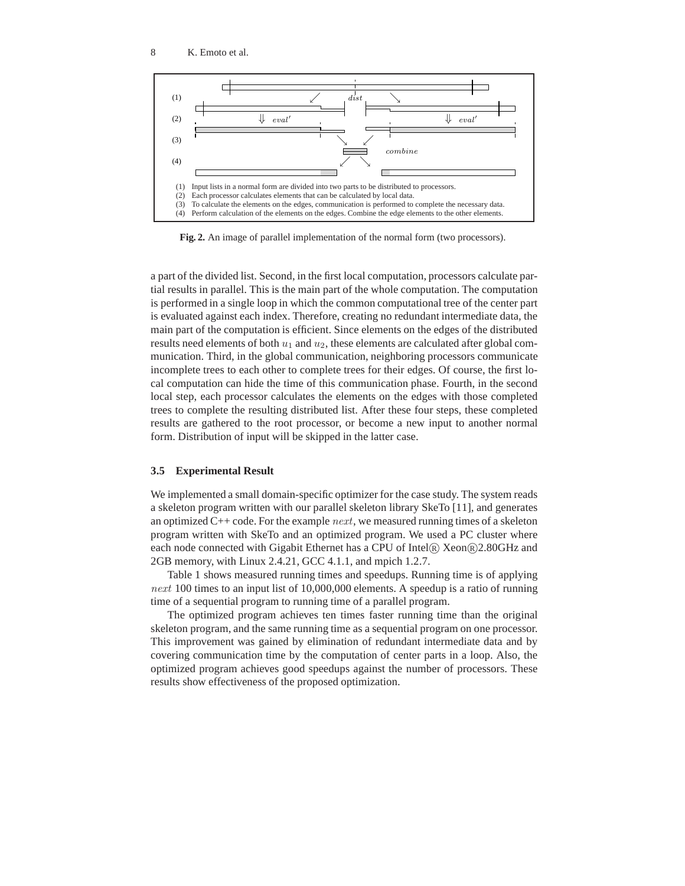(1) Input lists in a normal form are divided into two parts to be distributed to processors.
(2) Each processor calculates elements that can be calculated by local data.
(3) To calculate the elements on the edges, communication is performed to complete the necessary data.
(4) Perform calculation of the elements on the edges. Combine the edge elements to the other elements.

**Fig. 2.** An image of parallel implementation of the normal form (two processors).

a part of the divided list. Second, in the first local computation, processors calculate partial results in parallel. This is the main part of the whole computation. The computation is performed in a single loop in which the common computational tree of the center part is evaluated against each index. Therefore, creating no redundant intermediate data, the main part of the computation is efficient. Since elements on the edges of the distributed results need elements of both $u_1$ and $u_2$, these elements are calculated after global communication. Third, in the global communication, neighboring processors communicate incomplete trees to each other to complete trees for their edges. Of course, the first local computation can hide the time of this communication phase. Fourth, in the second local step, each processor calculates the elements on the edges with those completed trees to complete the resulting distributed list. After these four steps, these completed results are gathered to the root processor, or become a new input to another normal form. Distribution of input will be skipped in the latter case.

### 3.5 Experimental Result

We implemented a small domain-specific optimizer for the case study. The system reads a skeleton program written with our parallel skeleton library SkeTo [11], and generates an optimized C++ code. For the example $next$, we measured running times of a skeleton program written with SkeTo and an optimized program. We used a PC cluster where each node connected with Gigabit Ethernet has a CPU of Intel® Xeon®2.80GHz and 2GB memory, with Linux 2.4.21, GCC 4.1.1, and mpich 1.2.7.

Table 1 shows measured running times and speedups. Running time is of applying $next$ 100 times to an input list of 10,000,000 elements. A speedup is a ratio of running time of a sequential program to running time of a parallel program.

The optimized program achieves ten times faster running time than the original skeleton program, and the same running time as a sequential program on one processor. This improvement was gained by elimination of redundant intermediate data and by covering communication time by the computation of center parts in a loop. Also, the optimized program achieves good speedups against the number of processors. These results show effectiveness of the proposed optimization.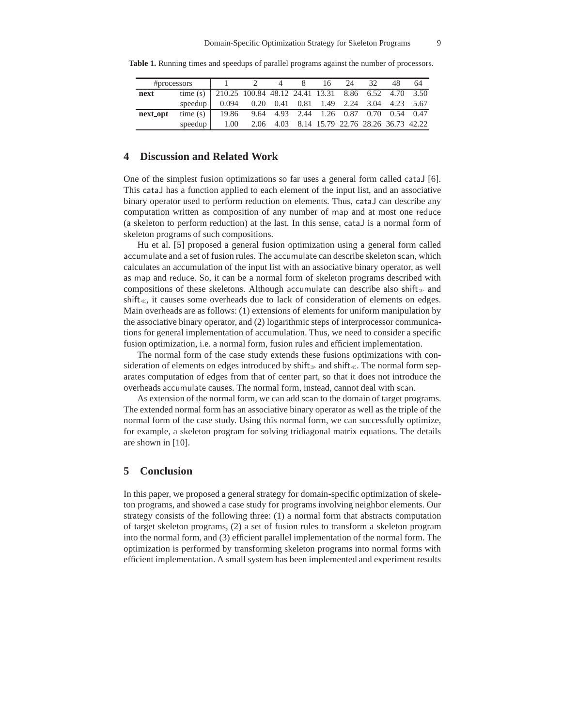**Table 1.** Running times and speedups of parallel programs against the number of processors.

| #processors | | 1 | 2 | 4 | 8 | 16 | 24 | 32 | 48 | 64 |
|---|---|---|---|---|---|---|---|---|---|---|
| **next** | time (s) | 210.25 | 100.84 | 48.12 | 24.41 | 13.31 | 8.86 | 6.52 | 4.70 | 3.50 |
| | speedup | 0.094 | 0.20 | 0.41 | 0.81 | 1.49 | 2.24 | 3.04 | 4.23 | 5.67 |
| **next_opt** | time (s) | 19.86 | 9.64 | 4.93 | 2.44 | 1.26 | 0.87 | 0.70 | 0.54 | 0.47 |
| | speedup | 1.00 | 2.06 | 4.03 | 8.14 | 15.79 | 22.76 | 28.26 | 36.73 | 42.22 |

## 4 Discussion and Related Work

One of the simplest fusion optimizations so far uses a general form called cataJ [6]. This cataJ has a function applied to each element of the input list, and an associative binary operator used to perform reduction on elements. Thus, cataJ can describe any computation written as composition of any number of map and at most one reduce (a skeleton to perform reduction) at the last. In this sense, cataJ is a normal form of skeleton programs of such compositions.

Hu et al. [5] proposed a general fusion optimization using a general form called accumulate and a set of fusion rules. The accumulate can describe skeleton scan, which calculates an accumulation of the input list with an associative binary operator, as well as map and reduce. So, it can be a normal form of skeleton programs described with compositions of these skeletons. Although accumulate can describe also $\mathsf{shift}_{\gg}$ and $\mathsf{shift}_{\ll}$, it causes some overheads due to lack of consideration of elements on edges. Main overheads are as follows: (1) extensions of elements for uniform manipulation by the associative binary operator, and (2) logarithmic steps of interprocessor communications for general implementation of accumulation. Thus, we need to consider a specific fusion optimization, i.e. a normal form, fusion rules and efficient implementation.

The normal form of the case study extends these fusions optimizations with consideration of elements on edges introduced by $\mathsf{shift}_{\gg}$ and $\mathsf{shift}_{\ll}$. The normal form separates computation of edges from that of center part, so that it does not introduce the overheads accumulate causes. The normal form, instead, cannot deal with scan.

As extension of the normal form, we can add scan to the domain of target programs. The extended normal form has an associative binary operator as well as the triple of the normal form of the case study. Using this normal form, we can successfully optimize, for example, a skeleton program for solving tridiagonal matrix equations. The details are shown in [10].

## 5 Conclusion

In this paper, we proposed a general strategy for domain-specific optimization of skeleton programs, and showed a case study for programs involving neighbor elements. Our strategy consists of the following three: (1) a normal form that abstracts computation of target skeleton programs, (2) a set of fusion rules to transform a skeleton program into the normal form, and (3) efficient parallel implementation of the normal form. The optimization is performed by transforming skeleton programs into normal forms with efficient implementation. A small system has been implemented and experiment results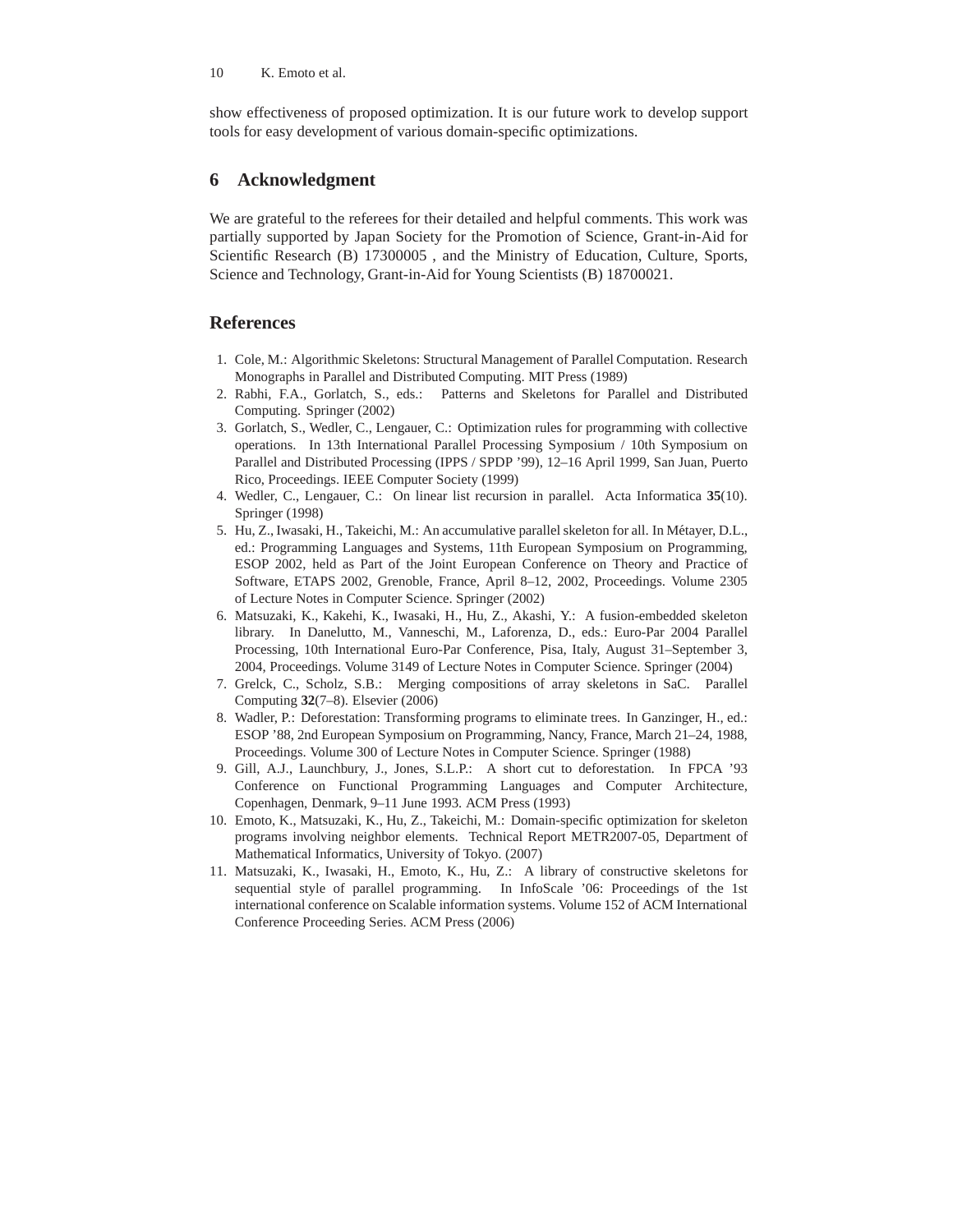show effectiveness of proposed optimization. It is our future work to develop support tools for easy development of various domain-specific optimizations.

## 6 Acknowledgment

We are grateful to the referees for their detailed and helpful comments. This work was partially supported by Japan Society for the Promotion of Science, Grant-in-Aid for Scientific Research (B) 17300005 , and the Ministry of Education, Culture, Sports, Science and Technology, Grant-in-Aid for Young Scientists (B) 18700021.

## References

1. Cole, M.: Algorithmic Skeletons: Structural Management of Parallel Computation. Research Monographs in Parallel and Distributed Computing. MIT Press (1989)
2. Rabhi, F.A., Gorlatch, S., eds.: Patterns and Skeletons for Parallel and Distributed Computing. Springer (2002)
3. Gorlatch, S., Wedler, C., Lengauer, C.: Optimization rules for programming with collective operations. In 13th International Parallel Processing Symposium / 10th Symposium on Parallel and Distributed Processing (IPPS / SPDP '99), 12–16 April 1999, San Juan, Puerto Rico, Proceedings. IEEE Computer Society (1999)
4. Wedler, C., Lengauer, C.: On linear list recursion in parallel. Acta Informatica **35**(10). Springer (1998)
5. Hu, Z., Iwasaki, H., Takeichi, M.: An accumulative parallel skeleton for all. In Métayer, D.L., ed.: Programming Languages and Systems, 11th European Symposium on Programming, ESOP 2002, held as Part of the Joint European Conference on Theory and Practice of Software, ETAPS 2002, Grenoble, France, April 8–12, 2002, Proceedings. Volume 2305 of Lecture Notes in Computer Science. Springer (2002)
6. Matsuzaki, K., Kakehi, K., Iwasaki, H., Hu, Z., Akashi, Y.: A fusion-embedded skeleton library. In Danelutto, M., Vanneschi, M., Laforenza, D., eds.: Euro-Par 2004 Parallel Processing, 10th International Euro-Par Conference, Pisa, Italy, August 31–September 3, 2004, Proceedings. Volume 3149 of Lecture Notes in Computer Science. Springer (2004)
7. Grelck, C., Scholz, S.B.: Merging compositions of array skeletons in SaC. Parallel Computing **32**(7–8). Elsevier (2006)
8. Wadler, P.: Deforestation: Transforming programs to eliminate trees. In Ganzinger, H., ed.: ESOP '88, 2nd European Symposium on Programming, Nancy, France, March 21–24, 1988, Proceedings. Volume 300 of Lecture Notes in Computer Science. Springer (1988)
9. Gill, A.J., Launchbury, J., Jones, S.L.P.: A short cut to deforestation. In FPCA '93 Conference on Functional Programming Languages and Computer Architecture, Copenhagen, Denmark, 9–11 June 1993. ACM Press (1993)
10. Emoto, K., Matsuzaki, K., Hu, Z., Takeichi, M.: Domain-specific optimization for skeleton programs involving neighbor elements. Technical Report METR2007-05, Department of Mathematical Informatics, University of Tokyo. (2007)
11. Matsuzaki, K., Iwasaki, H., Emoto, K., Hu, Z.: A library of constructive skeletons for sequential style of parallel programming. In InfoScale '06: Proceedings of the 1st international conference on Scalable information systems. Volume 152 of ACM International Conference Proceeding Series. ACM Press (2006)